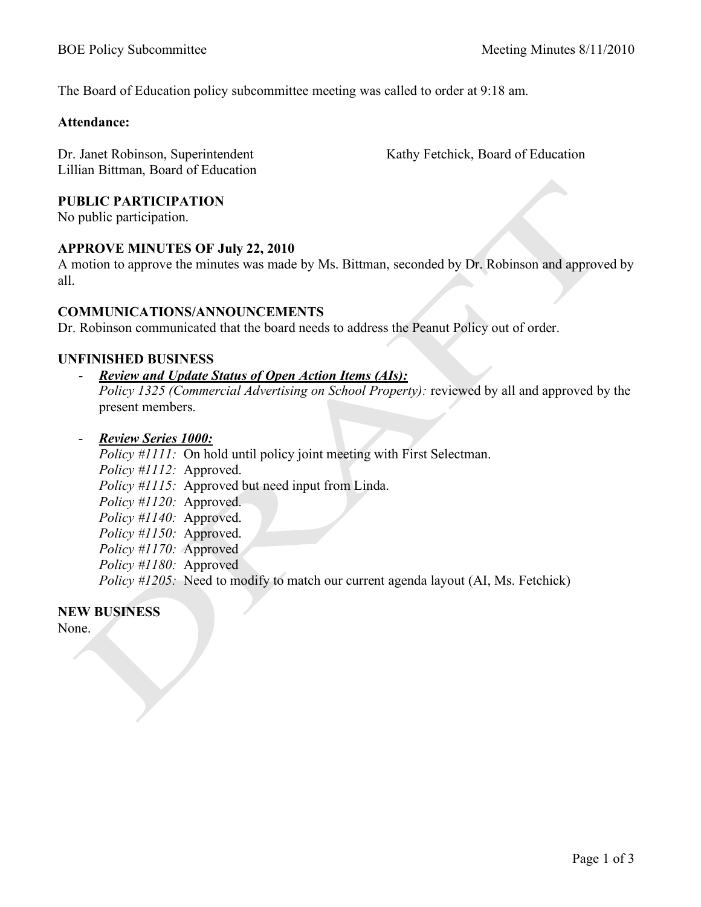The Board of Education policy subcommittee meeting was called to order at 9:18 am.

**Attendance:**

Dr. Janet Robinson, Superintendent
Kathy Fetchick, Board of Education
Lillian Bittman, Board of Education

**PUBLIC PARTICIPATION**

No public participation.

**APPROVE MINUTES OF July 22, 2010**

A motion to approve the minutes was made by Ms. Bittman, seconded by Dr. Robinson and approved by all.

**COMMUNICATIONS/ANNOUNCEMENTS**

Dr. Robinson communicated that the board needs to address the Peanut Policy out of order.

**UNFINISHED BUSINESS**

- ***Review and Update Status of Open Action Items (AIs):***
  *Policy 1325 (Commercial Advertising on School Property):* reviewed by all and approved by the present members.

- ***Review Series 1000:***
  *Policy #1111:* On hold until policy joint meeting with First Selectman.
  *Policy #1112:* Approved.
  *Policy #1115:* Approved but need input from Linda.
  *Policy #1120:* Approved.
  *Policy #1140:* Approved.
  *Policy #1150:* Approved.
  *Policy #1170:* Approved
  *Policy #1180:* Approved
  *Policy #1205:* Need to modify to match our current agenda layout (AI, Ms. Fetchick)

**NEW BUSINESS**

None.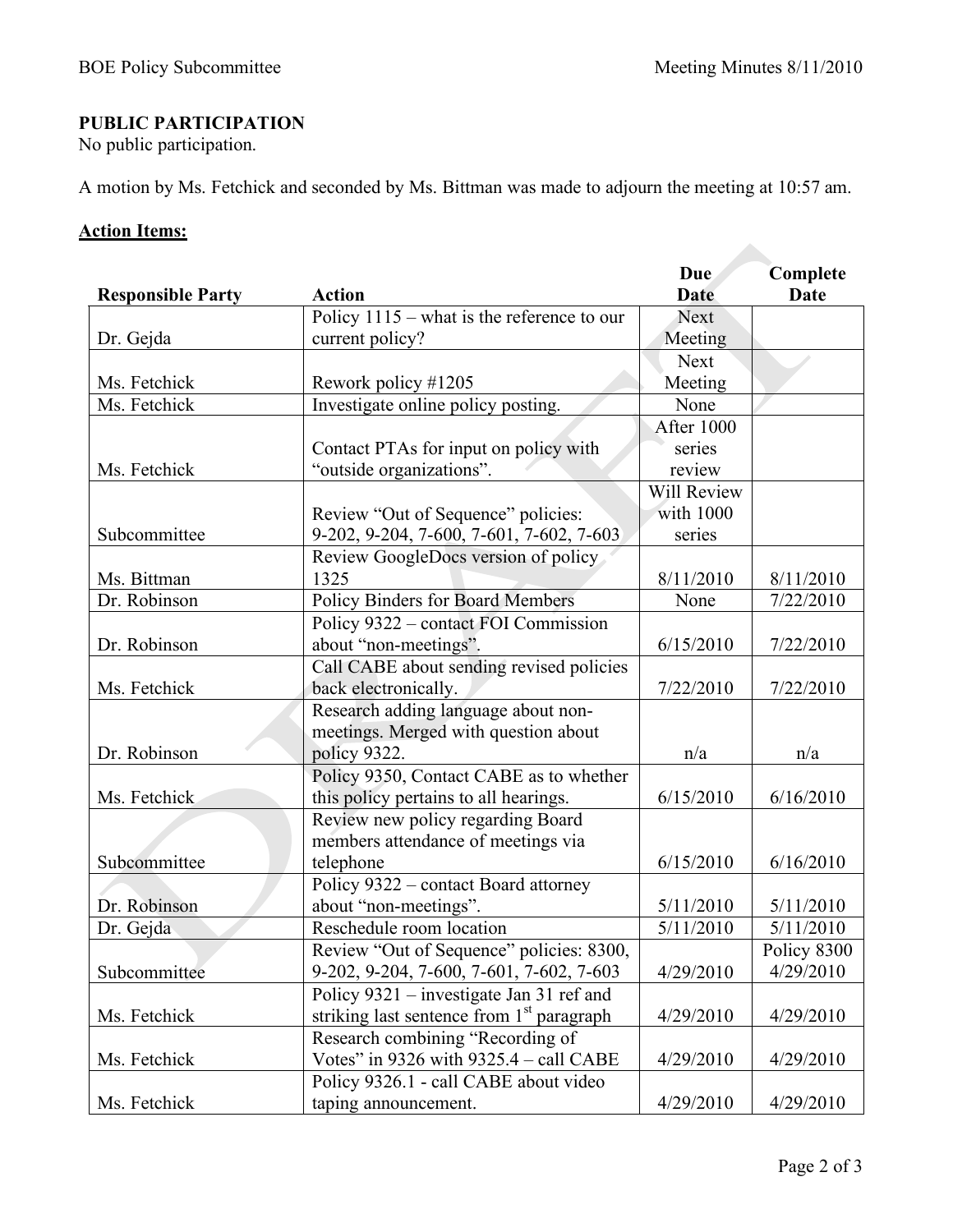## PUBLIC PARTICIPATION

No public participation.

A motion by Ms. Fetchick and seconded by Ms. Bittman was made to adjourn the meeting at 10:57 am.

### Action Items:

| Responsible Party | Action | Due Date | Complete Date |
|---|---|---|---|
| Dr. Gejda | Policy 1115 – what is the reference to our current policy? | Next Meeting | |
| Ms. Fetchick | Rework policy #1205 | Next Meeting | |
| Ms. Fetchick | Investigate online policy posting. | None | |
| Ms. Fetchick | Contact PTAs for input on policy with "outside organizations". | After 1000 series review | |
| Subcommittee | Review "Out of Sequence" policies: 9-202, 9-204, 7-600, 7-601, 7-602, 7-603 | Will Review with 1000 series | |
| Ms. Bittman | Review GoogleDocs version of policy 1325 | 8/11/2010 | 8/11/2010 |
| Dr. Robinson | Policy Binders for Board Members | None | 7/22/2010 |
| Dr. Robinson | Policy 9322 – contact FOI Commission about "non-meetings". | 6/15/2010 | 7/22/2010 |
| Ms. Fetchick | Call CABE about sending revised policies back electronically. | 7/22/2010 | 7/22/2010 |
| Dr. Robinson | Research adding language about non-meetings. Merged with question about policy 9322. | n/a | n/a |
| Ms. Fetchick | Policy 9350, Contact CABE as to whether this policy pertains to all hearings. | 6/15/2010 | 6/16/2010 |
| Subcommittee | Review new policy regarding Board members attendance of meetings via telephone | 6/15/2010 | 6/16/2010 |
| Dr. Robinson | Policy 9322 – contact Board attorney about "non-meetings". | 5/11/2010 | 5/11/2010 |
| Dr. Gejda | Reschedule room location | 5/11/2010 | 5/11/2010 |
| Subcommittee | Review "Out of Sequence" policies: 8300, 9-202, 9-204, 7-600, 7-601, 7-602, 7-603 | 4/29/2010 | Policy 8300 4/29/2010 |
| Ms. Fetchick | Policy 9321 – investigate Jan 31 ref and striking last sentence from 1st paragraph | 4/29/2010 | 4/29/2010 |
| Ms. Fetchick | Research combining "Recording of Votes" in 9326 with 9325.4 – call CABE | 4/29/2010 | 4/29/2010 |
| Ms. Fetchick | Policy 9326.1 - call CABE about video taping announcement. | 4/29/2010 | 4/29/2010 |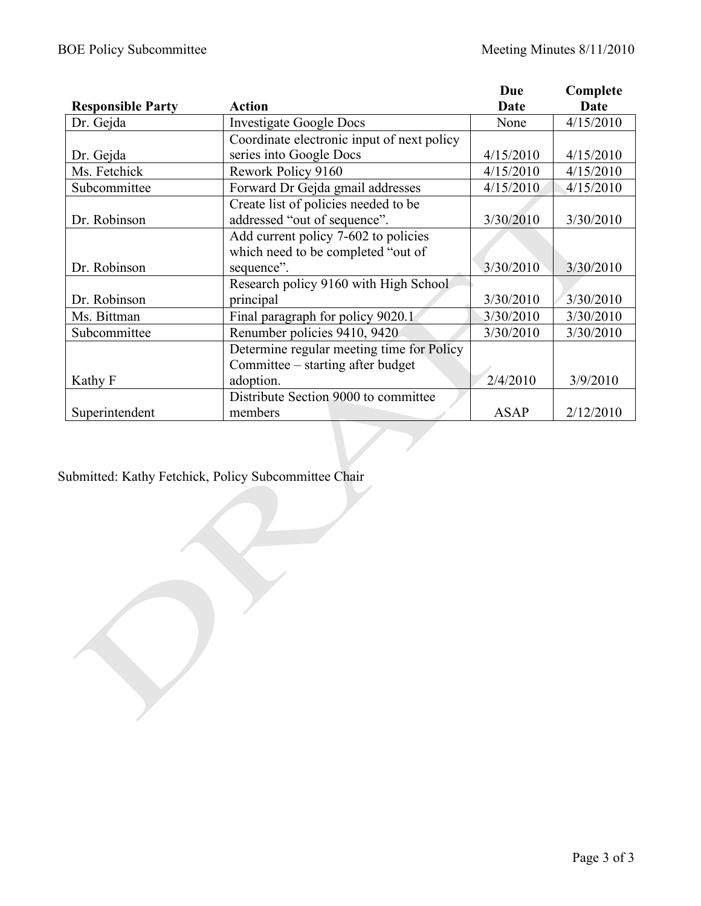| Responsible Party | Action | Due Date | Complete Date |
|---|---|---|---|
| Dr. Gejda | Investigate Google Docs | None | 4/15/2010 |
| Dr. Gejda | Coordinate electronic input of next policy series into Google Docs | 4/15/2010 | 4/15/2010 |
| Ms. Fetchick | Rework Policy 9160 | 4/15/2010 | 4/15/2010 |
| Subcommittee | Forward Dr Gejda gmail addresses | 4/15/2010 | 4/15/2010 |
| Dr. Robinson | Create list of policies needed to be addressed “out of sequence”. | 3/30/2010 | 3/30/2010 |
| Dr. Robinson | Add current policy 7-602 to policies which need to be completed “out of sequence”. | 3/30/2010 | 3/30/2010 |
| Dr. Robinson | Research policy 9160 with High School principal | 3/30/2010 | 3/30/2010 |
| Ms. Bittman | Final paragraph for policy 9020.1 | 3/30/2010 | 3/30/2010 |
| Subcommittee | Renumber policies 9410, 9420 | 3/30/2010 | 3/30/2010 |
| Kathy F | Determine regular meeting time for Policy Committee – starting after budget adoption. | 2/4/2010 | 3/9/2010 |
| Superintendent | Distribute Section 9000 to committee members | ASAP | 2/12/2010 |

Submitted: Kathy Fetchick, Policy Subcommittee Chair